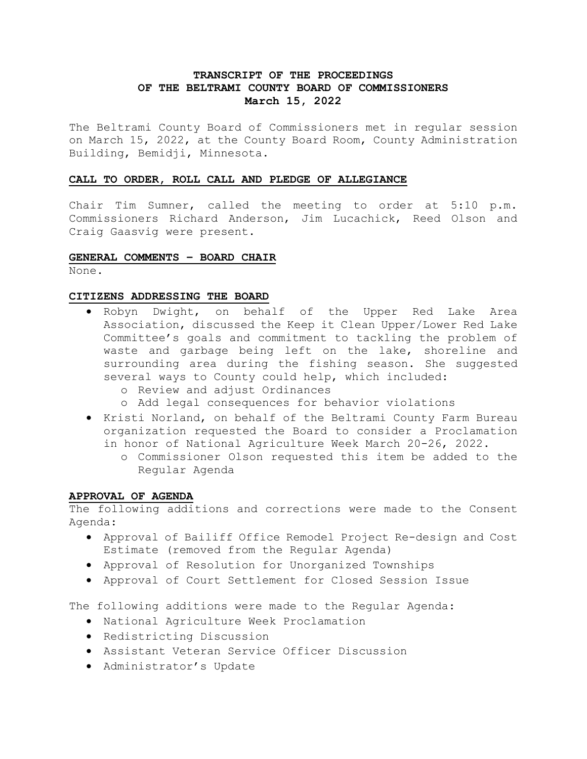# TRANSCRIPT OF THE PROCEEDINGS OF THE BELTRAMI COUNTY BOARD OF COMMISSIONERS

**March 15, 2022**

The Beltrami County Board of Commissioners met in regular session on March 15, 2022, at the County Board Room, County Administration Building, Bemidji, Minnesota.

## CALL TO ORDER, ROLL CALL AND PLEDGE OF ALLEGIANCE

Chair Tim Sumner, called the meeting to order at 5:10 p.m. Commissioners Richard Anderson, Jim Lucachick, Reed Olson and Craig Gaasvig were present.

## GENERAL COMMENTS – BOARD CHAIR

None.

## CITIZENS ADDRESSING THE BOARD

- Robyn Dwight, on behalf of the Upper Red Lake Area Association, discussed the Keep it Clean Upper/Lower Red Lake Committee's goals and commitment to tackling the problem of waste and garbage being left on the lake, shoreline and surrounding area during the fishing season. She suggested several ways to County could help, which included:
  - Review and adjust Ordinances
  - Add legal consequences for behavior violations
- Kristi Norland, on behalf of the Beltrami County Farm Bureau organization requested the Board to consider a Proclamation in honor of National Agriculture Week March 20-26, 2022.
  - Commissioner Olson requested this item be added to the Regular Agenda

## APPROVAL OF AGENDA

The following additions and corrections were made to the Consent Agenda:

- Approval of Bailiff Office Remodel Project Re-design and Cost Estimate (removed from the Regular Agenda)
- Approval of Resolution for Unorganized Townships
- Approval of Court Settlement for Closed Session Issue

The following additions were made to the Regular Agenda:

- National Agriculture Week Proclamation
- Redistricting Discussion
- Assistant Veteran Service Officer Discussion
- Administrator's Update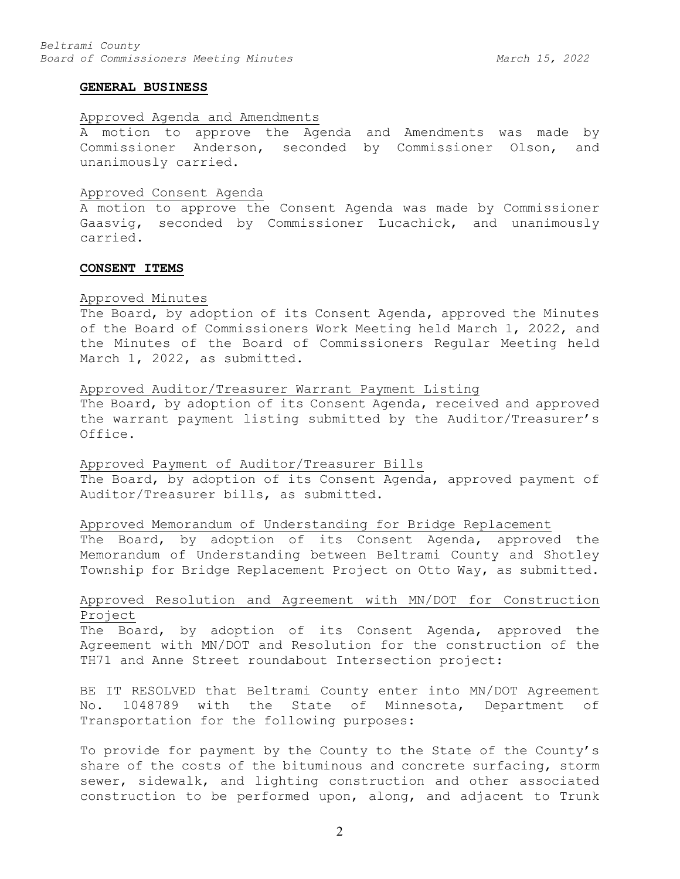## GENERAL BUSINESS

Approved Agenda and Amendments

A motion to approve the Agenda and Amendments was made by Commissioner Anderson, seconded by Commissioner Olson, and unanimously carried.

Approved Consent Agenda

A motion to approve the Consent Agenda was made by Commissioner Gaasvig, seconded by Commissioner Lucachick, and unanimously carried.

## CONSENT ITEMS

Approved Minutes

The Board, by adoption of its Consent Agenda, approved the Minutes of the Board of Commissioners Work Meeting held March 1, 2022, and the Minutes of the Board of Commissioners Regular Meeting held March 1, 2022, as submitted.

Approved Auditor/Treasurer Warrant Payment Listing

The Board, by adoption of its Consent Agenda, received and approved the warrant payment listing submitted by the Auditor/Treasurer's Office.

Approved Payment of Auditor/Treasurer Bills

The Board, by adoption of its Consent Agenda, approved payment of Auditor/Treasurer bills, as submitted.

Approved Memorandum of Understanding for Bridge Replacement

The Board, by adoption of its Consent Agenda, approved the Memorandum of Understanding between Beltrami County and Shotley Township for Bridge Replacement Project on Otto Way, as submitted.

Approved Resolution and Agreement with MN/DOT for Construction Project

The Board, by adoption of its Consent Agenda, approved the Agreement with MN/DOT and Resolution for the construction of the TH71 and Anne Street roundabout Intersection project:

BE IT RESOLVED that Beltrami County enter into MN/DOT Agreement No. 1048789 with the State of Minnesota, Department of Transportation for the following purposes:

To provide for payment by the County to the State of the County's share of the costs of the bituminous and concrete surfacing, storm sewer, sidewalk, and lighting construction and other associated construction to be performed upon, along, and adjacent to Trunk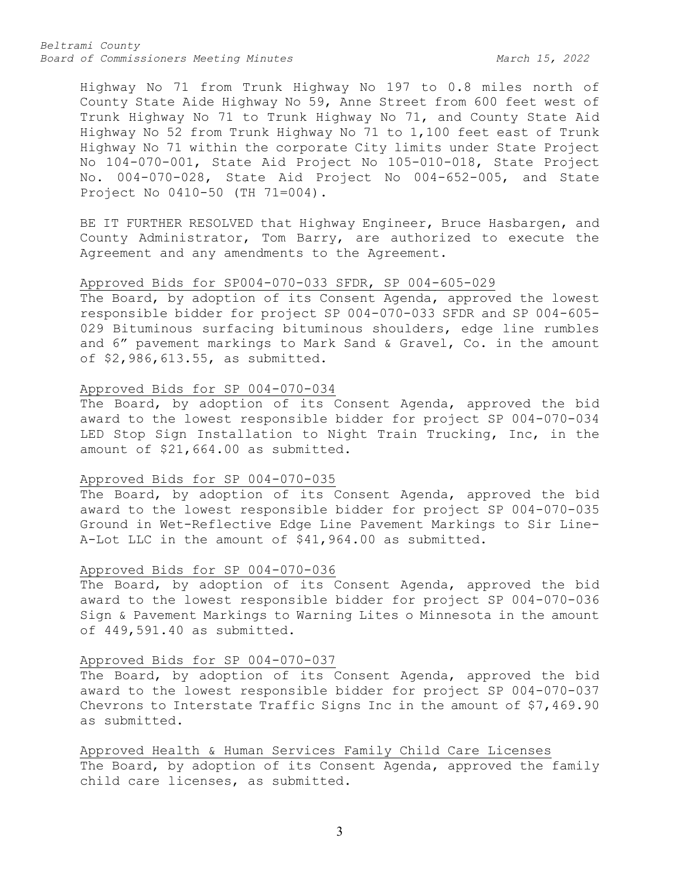Highway No 71 from Trunk Highway No 197 to 0.8 miles north of County State Aide Highway No 59, Anne Street from 600 feet west of Trunk Highway No 71 to Trunk Highway No 71, and County State Aid Highway No 52 from Trunk Highway No 71 to 1,100 feet east of Trunk Highway No 71 within the corporate City limits under State Project No 104-070-001, State Aid Project No 105-010-018, State Project No. 004-070-028, State Aid Project No 004-652-005, and State Project No 0410-50 (TH 71=004).

BE IT FURTHER RESOLVED that Highway Engineer, Bruce Hasbargen, and County Administrator, Tom Barry, are authorized to execute the Agreement and any amendments to the Agreement.

Approved Bids for SP004-070-033 SFDR, SP 004-605-029

The Board, by adoption of its Consent Agenda, approved the lowest responsible bidder for project SP 004-070-033 SFDR and SP 004-605-029 Bituminous surfacing bituminous shoulders, edge line rumbles and 6" pavement markings to Mark Sand & Gravel, Co. in the amount of $2,986,613.55, as submitted.

Approved Bids for SP 004-070-034

The Board, by adoption of its Consent Agenda, approved the bid award to the lowest responsible bidder for project SP 004-070-034 LED Stop Sign Installation to Night Train Trucking, Inc, in the amount of $21,664.00 as submitted.

Approved Bids for SP 004-070-035

The Board, by adoption of its Consent Agenda, approved the bid award to the lowest responsible bidder for project SP 004-070-035 Ground in Wet-Reflective Edge Line Pavement Markings to Sir Line-A-Lot LLC in the amount of $41,964.00 as submitted.

Approved Bids for SP 004-070-036

The Board, by adoption of its Consent Agenda, approved the bid award to the lowest responsible bidder for project SP 004-070-036 Sign & Pavement Markings to Warning Lites o Minnesota in the amount of 449,591.40 as submitted.

Approved Bids for SP 004-070-037

The Board, by adoption of its Consent Agenda, approved the bid award to the lowest responsible bidder for project SP 004-070-037 Chevrons to Interstate Traffic Signs Inc in the amount of $7,469.90 as submitted.

Approved Health & Human Services Family Child Care Licenses

The Board, by adoption of its Consent Agenda, approved the family child care licenses, as submitted.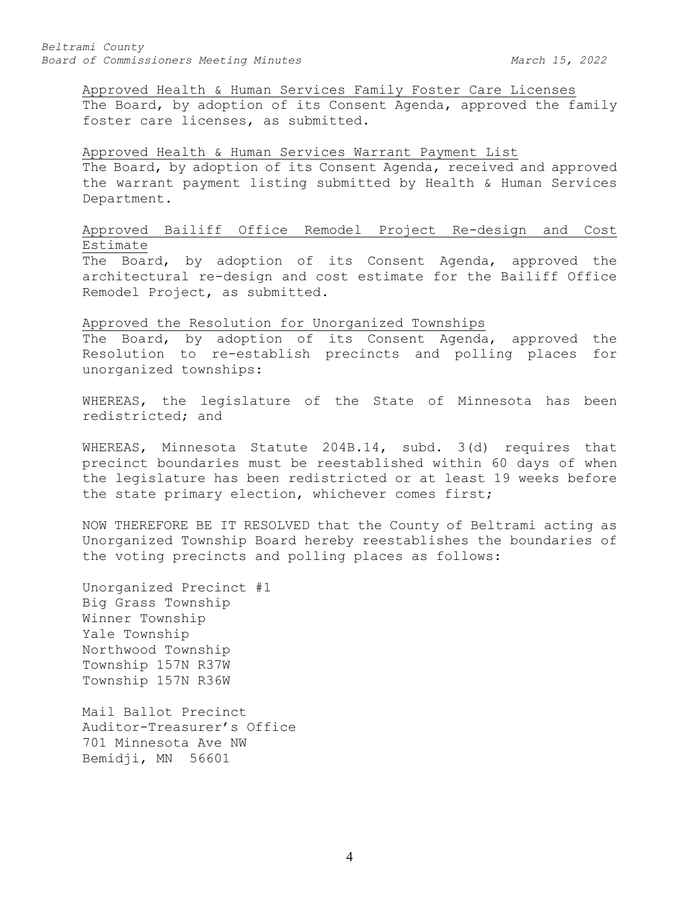<u>Approved Health & Human Services Family Foster Care Licenses</u>
The Board, by adoption of its Consent Agenda, approved the family foster care licenses, as submitted.

<u>Approved Health & Human Services Warrant Payment List</u>
The Board, by adoption of its Consent Agenda, received and approved the warrant payment listing submitted by Health & Human Services Department.

<u>Approved Bailiff Office Remodel Project Re-design and Cost Estimate</u>
The Board, by adoption of its Consent Agenda, approved the architectural re-design and cost estimate for the Bailiff Office Remodel Project, as submitted.

<u>Approved the Resolution for Unorganized Townships</u>
The Board, by adoption of its Consent Agenda, approved the Resolution to re-establish precincts and polling places for unorganized townships:

WHEREAS, the legislature of the State of Minnesota has been redistricted; and

WHEREAS, Minnesota Statute 204B.14, subd. 3(d) requires that precinct boundaries must be reestablished within 60 days of when the legislature has been redistricted or at least 19 weeks before the state primary election, whichever comes first;

NOW THEREFORE BE IT RESOLVED that the County of Beltrami acting as Unorganized Township Board hereby reestablishes the boundaries of the voting precincts and polling places as follows:

Unorganized Precinct #1
Big Grass Township
Winner Township
Yale Township
Northwood Township
Township 157N R37W
Township 157N R36W

Mail Ballot Precinct
Auditor-Treasurer's Office
701 Minnesota Ave NW
Bemidji, MN 56601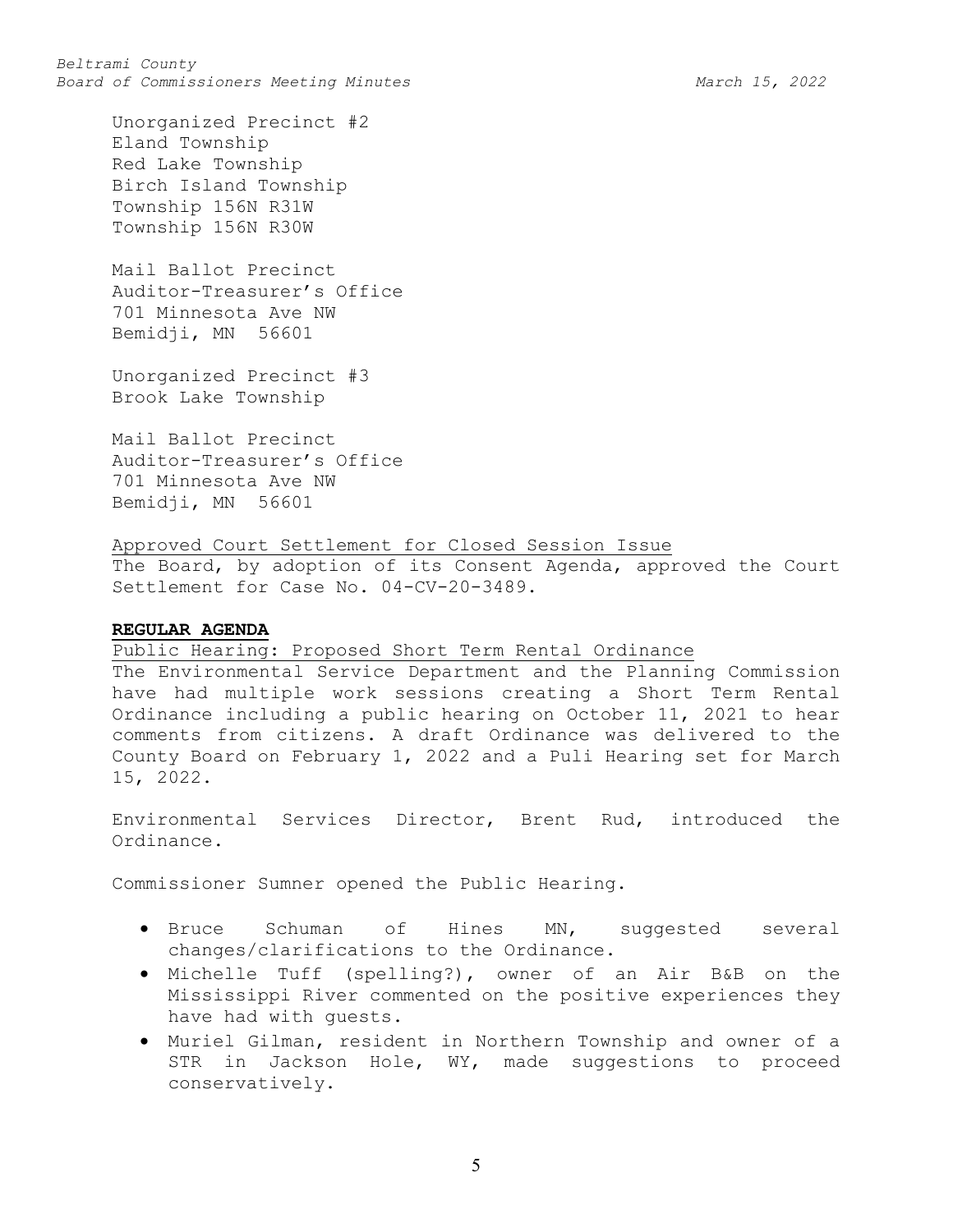Unorganized Precinct #2
Eland Township
Red Lake Township
Birch Island Township
Township 156N R31W
Township 156N R30W

Mail Ballot Precinct
Auditor-Treasurer's Office
701 Minnesota Ave NW
Bemidji, MN 56601

Unorganized Precinct #3
Brook Lake Township

Mail Ballot Precinct
Auditor-Treasurer's Office
701 Minnesota Ave NW
Bemidji, MN 56601

Approved Court Settlement for Closed Session Issue

The Board, by adoption of its Consent Agenda, approved the Court Settlement for Case No. 04-CV-20-3489.

**REGULAR AGENDA**

Public Hearing: Proposed Short Term Rental Ordinance

The Environmental Service Department and the Planning Commission have had multiple work sessions creating a Short Term Rental Ordinance including a public hearing on October 11, 2021 to hear comments from citizens. A draft Ordinance was delivered to the County Board on February 1, 2022 and a Puli Hearing set for March 15, 2022.

Environmental Services Director, Brent Rud, introduced the Ordinance.

Commissioner Sumner opened the Public Hearing.

- Bruce Schuman of Hines MN, suggested several changes/clarifications to the Ordinance.
- Michelle Tuff (spelling?), owner of an Air B&B on the Mississippi River commented on the positive experiences they have had with guests.
- Muriel Gilman, resident in Northern Township and owner of a STR in Jackson Hole, WY, made suggestions to proceed conservatively.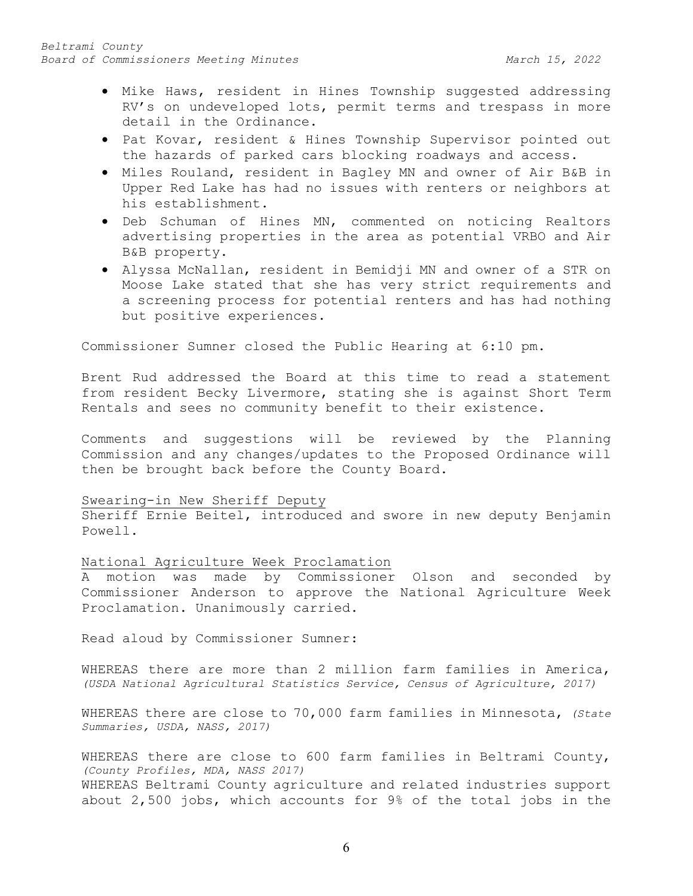- Mike Haws, resident in Hines Township suggested addressing RV's on undeveloped lots, permit terms and trespass in more detail in the Ordinance.
- Pat Kovar, resident & Hines Township Supervisor pointed out the hazards of parked cars blocking roadways and access.
- Miles Rouland, resident in Bagley MN and owner of Air B&B in Upper Red Lake has had no issues with renters or neighbors at his establishment.
- Deb Schuman of Hines MN, commented on noticing Realtors advertising properties in the area as potential VRBO and Air B&B property.
- Alyssa McNallan, resident in Bemidji MN and owner of a STR on Moose Lake stated that she has very strict requirements and a screening process for potential renters and has had nothing but positive experiences.

Commissioner Sumner closed the Public Hearing at 6:10 pm.

Brent Rud addressed the Board at this time to read a statement from resident Becky Livermore, stating she is against Short Term Rentals and sees no community benefit to their existence.

Comments and suggestions will be reviewed by the Planning Commission and any changes/updates to the Proposed Ordinance will then be brought back before the County Board.

Swearing-in New Sheriff Deputy

Sheriff Ernie Beitel, introduced and swore in new deputy Benjamin Powell.

National Agriculture Week Proclamation

A motion was made by Commissioner Olson and seconded by Commissioner Anderson to approve the National Agriculture Week Proclamation. Unanimously carried.

Read aloud by Commissioner Sumner:

WHEREAS there are more than 2 million farm families in America, *(USDA National Agricultural Statistics Service, Census of Agriculture, 2017)*

WHEREAS there are close to 70,000 farm families in Minnesota, *(State Summaries, USDA, NASS, 2017)*

WHEREAS there are close to 600 farm families in Beltrami County, *(County Profiles, MDA, NASS 2017)*

WHEREAS Beltrami County agriculture and related industries support about 2,500 jobs, which accounts for 9% of the total jobs in the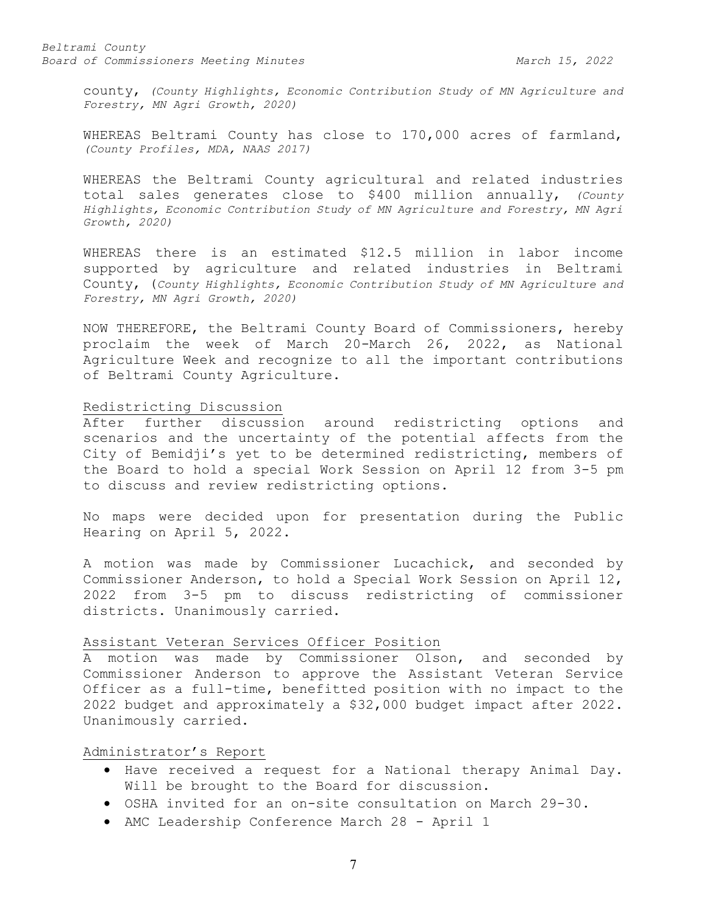county, *(County Highlights, Economic Contribution Study of MN Agriculture and Forestry, MN Agri Growth, 2020)*

WHEREAS Beltrami County has close to 170,000 acres of farmland, *(County Profiles, MDA, NAAS 2017)*

WHEREAS the Beltrami County agricultural and related industries total sales generates close to $400 million annually, *(County Highlights, Economic Contribution Study of MN Agriculture and Forestry, MN Agri Growth, 2020)*

WHEREAS there is an estimated $12.5 million in labor income supported by agriculture and related industries in Beltrami County, (*County Highlights, Economic Contribution Study of MN Agriculture and Forestry, MN Agri Growth, 2020)*

NOW THEREFORE, the Beltrami County Board of Commissioners, hereby proclaim the week of March 20-March 26, 2022, as National Agriculture Week and recognize to all the important contributions of Beltrami County Agriculture.

## Redistricting Discussion

After further discussion around redistricting options and scenarios and the uncertainty of the potential affects from the City of Bemidji's yet to be determined redistricting, members of the Board to hold a special Work Session on April 12 from 3-5 pm to discuss and review redistricting options.

No maps were decided upon for presentation during the Public Hearing on April 5, 2022.

A motion was made by Commissioner Lucachick, and seconded by Commissioner Anderson, to hold a Special Work Session on April 12, 2022 from 3-5 pm to discuss redistricting of commissioner districts. Unanimously carried.

## Assistant Veteran Services Officer Position

A motion was made by Commissioner Olson, and seconded by Commissioner Anderson to approve the Assistant Veteran Service Officer as a full-time, benefitted position with no impact to the 2022 budget and approximately a $32,000 budget impact after 2022. Unanimously carried.

## Administrator's Report

- Have received a request for a National therapy Animal Day. Will be brought to the Board for discussion.
- OSHA invited for an on-site consultation on March 29-30.
- AMC Leadership Conference March 28 - April 1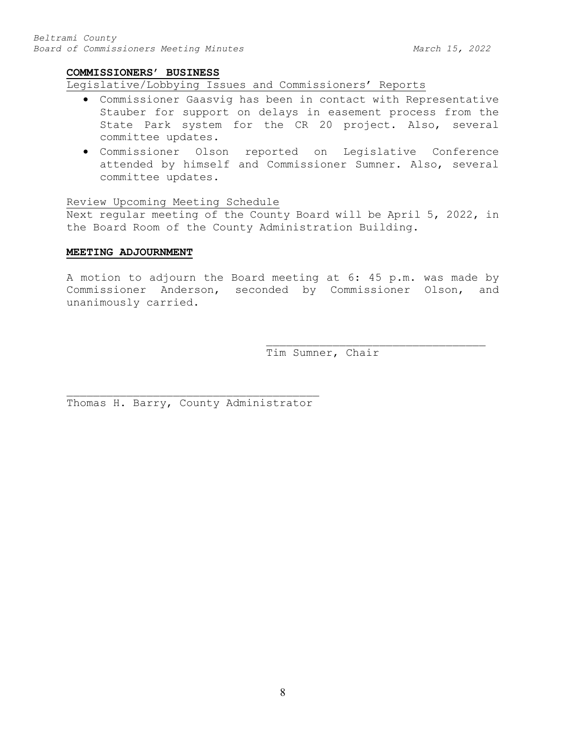**COMMISSIONERS' BUSINESS**

Legislative/Lobbying Issues and Commissioners' Reports

- Commissioner Gaasvig has been in contact with Representative Stauber for support on delays in easement process from the State Park system for the CR 20 project. Also, several committee updates.
- Commissioner Olson reported on Legislative Conference attended by himself and Commissioner Sumner. Also, several committee updates.

Review Upcoming Meeting Schedule

Next regular meeting of the County Board will be April 5, 2022, in the Board Room of the County Administration Building.

**MEETING ADJOURNMENT**

A motion to adjourn the Board meeting at 6: 45 p.m. was made by Commissioner Anderson, seconded by Commissioner Olson, and unanimously carried.

\_\_\_\_\_\_\_\_\_\_\_\_\_\_\_\_\_\_\_\_\_\_\_\_\_\_\_\_\_\_\_\_\_\_
Tim Sumner, Chair

\_\_\_\_\_\_\_\_\_\_\_\_\_\_\_\_\_\_\_\_\_\_\_\_\_\_\_\_\_\_\_\_\_\_\_\_\_\_\_
Thomas H. Barry, County Administrator